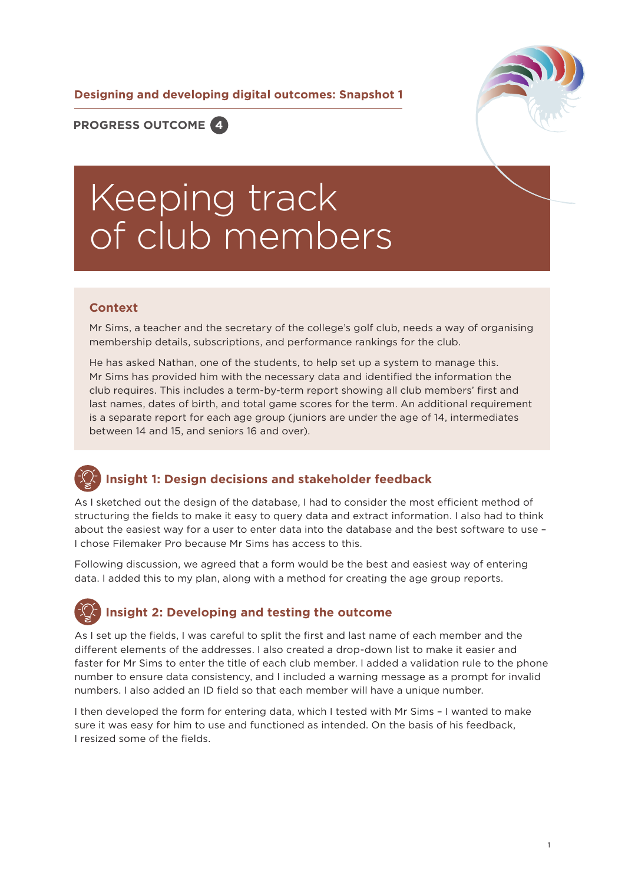Designing and developing digital outcomes: Snapshot 1

PROGRESS OUTCOME 4

# Keeping track of club members

## Context

Mr Sims, a teacher and the secretary of the college's golf club, needs a way of organising membership details, subscriptions, and performance rankings for the club.

He has asked Nathan, one of the students, to help set up a system to manage this. Mr Sims has provided him with the necessary data and identified the information the club requires. This includes a term-by-term report showing all club members' first and last names, dates of birth, and total game scores for the term. An additional requirement is a separate report for each age group (juniors are under the age of 14, intermediates between 14 and 15, and seniors 16 and over).

## Insight 1: Design decisions and stakeholder feedback

As I sketched out the design of the database, I had to consider the most efficient method of structuring the fields to make it easy to query data and extract information. I also had to think about the easiest way for a user to enter data into the database and the best software to use – I chose Filemaker Pro because Mr Sims has access to this.

Following discussion, we agreed that a form would be the best and easiest way of entering data. I added this to my plan, along with a method for creating the age group reports.

## Insight 2: Developing and testing the outcome

As I set up the fields, I was careful to split the first and last name of each member and the different elements of the addresses. I also created a drop-down list to make it easier and faster for Mr Sims to enter the title of each club member. I added a validation rule to the phone number to ensure data consistency, and I included a warning message as a prompt for invalid numbers. I also added an ID field so that each member will have a unique number.

I then developed the form for entering data, which I tested with Mr Sims – I wanted to make sure it was easy for him to use and functioned as intended. On the basis of his feedback, I resized some of the fields.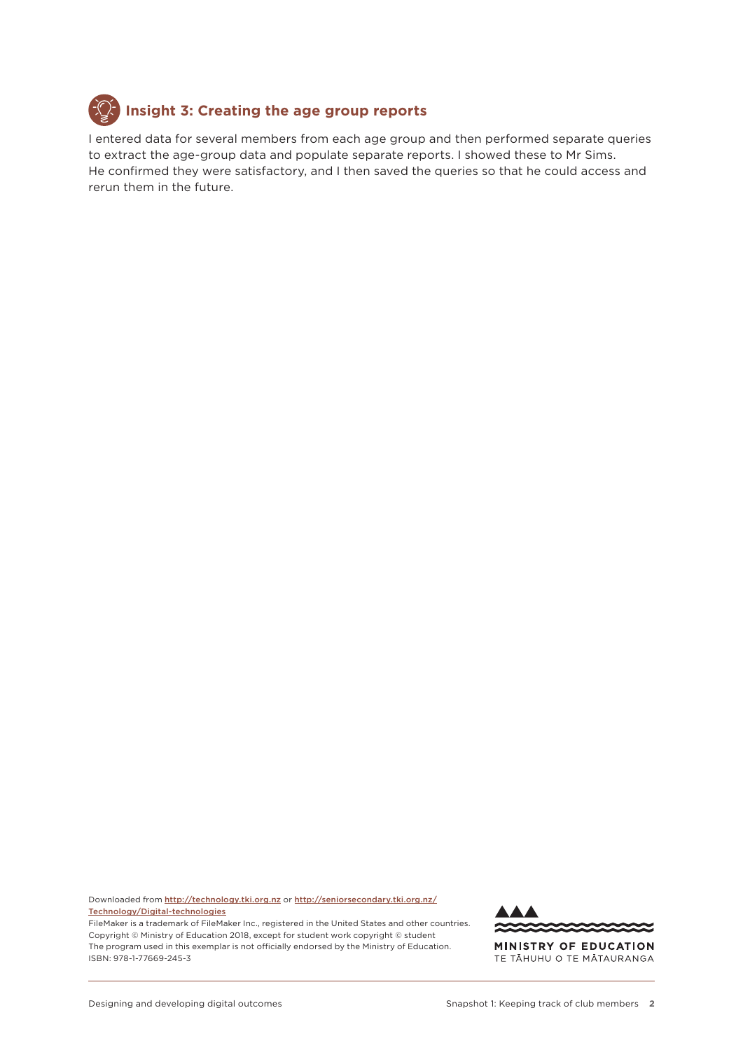## Insight 3: Creating the age group reports

I entered data for several members from each age group and then performed separate queries to extract the age-group data and populate separate reports. I showed these to Mr Sims. He confirmed they were satisfactory, and I then saved the queries so that he could access and rerun them in the future.

Downloaded from http://technology.tki.org.nz or http://seniorsecondary.tki.org.nz/Technology/Digital-technologies

FileMaker is a trademark of FileMaker Inc., registered in the United States and other countries.
Copyright © Ministry of Education 2018, except for student work copyright © student
The program used in this exemplar is not officially endorsed by the Ministry of Education.
ISBN: 978-1-77669-245-3

MINISTRY OF EDUCATION
TE TĀHUHU O TE MĀTAURANGA